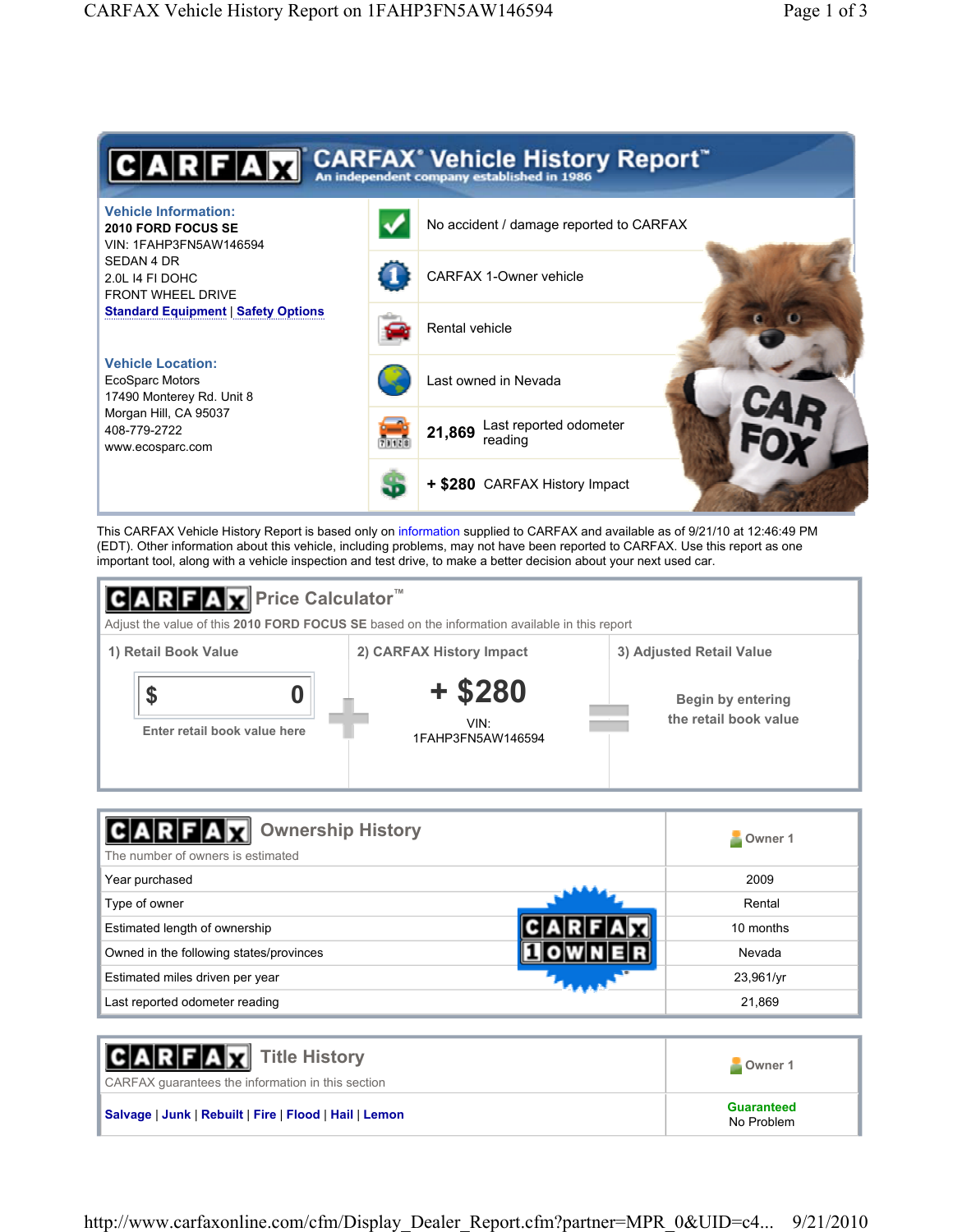# CARFAX Vehicle History Report™

An independent company established in 1986

**Vehicle Information:**

**2010 FORD FOCUS SE**
VIN: 1FAHP3FN5AW146594
SEDAN 4 DR
2.0L I4 FI DOHC
FRONT WHEEL DRIVE
Standard Equipment | Safety Options

**Vehicle Location:**

EcoSparc Motors
17490 Monterey Rd. Unit 8
Morgan Hill, CA 95037
408-779-2722
www.ecosparc.com

- No accident / damage reported to CARFAX
- CARFAX 1-Owner vehicle
- Rental vehicle
- Last owned in Nevada
- **21,869** Last reported odometer reading
- **+ $280** CARFAX History Impact

This CARFAX Vehicle History Report is based only on information supplied to CARFAX and available as of 9/21/10 at 12:46:49 PM (EDT). Other information about this vehicle, including problems, may not have been reported to CARFAX. Use this report as one important tool, along with a vehicle inspection and test drive, to make a better decision about your next used car.

## CARFAX Price Calculator™

Adjust the value of this **2010 FORD FOCUS SE** based on the information available in this report

| 1) Retail Book Value | | 2) CARFAX History Impact | | 3) Adjusted Retail Value |
|---|---|---|---|---|
| $ 0<br>Enter retail book value here | + | **+ $280**<br>VIN: 1FAHP3FN5AW146594 | = | Begin by entering the retail book value |

## CARFAX Ownership History

The number of owners is estimated

| | Owner 1 |
|---|---|
| Year purchased | 2009 |
| Type of owner | Rental |
| Estimated length of ownership | 10 months |
| Owned in the following states/provinces | Nevada |
| Estimated miles driven per year | 23,961/yr |
| Last reported odometer reading | 21,869 |

CARFAX 1 OWNER

## CARFAX Title History

CARFAX guarantees the information in this section

| | Owner 1 |
|---|---|
| Salvage \| Junk \| Rebuilt \| Fire \| Flood \| Hail \| Lemon | Guaranteed<br>No Problem |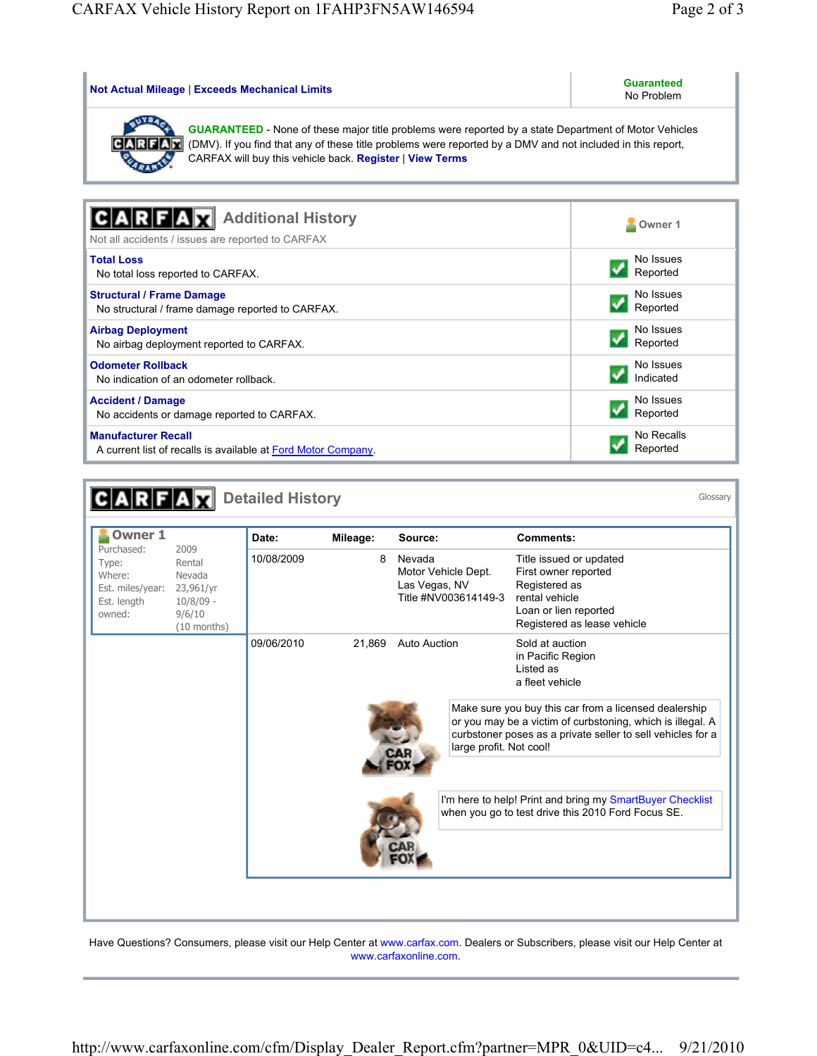| Not Actual Mileage \| Exceeds Mechanical Limits | Guaranteed No Problem |
|---|---|

**GUARANTEED** - None of these major title problems were reported by a state Department of Motor Vehicles (DMV). If you find that any of these title problems were reported by a DMV and not included in this report, CARFAX will buy this vehicle back. **Register** | **View Terms**

## CARFAX Additional History

Not all accidents / issues are reported to CARFAX

| | Owner 1 |
|---|---|
| **Total Loss**<br>No total loss reported to CARFAX. | No Issues Reported |
| **Structural / Frame Damage**<br>No structural / frame damage reported to CARFAX. | No Issues Reported |
| **Airbag Deployment**<br>No airbag deployment reported to CARFAX. | No Issues Reported |
| **Odometer Rollback**<br>No indication of an odometer rollback. | No Issues Indicated |
| **Accident / Damage**<br>No accidents or damage reported to CARFAX. | No Issues Reported |
| **Manufacturer Recall**<br>A current list of recalls is available at Ford Motor Company. | No Recalls Reported |

## CARFAX Detailed History

Glossary

**Owner 1**

| | |
|---|---|
| Purchased: | 2009 |
| Type: | Rental |
| Where: | Nevada |
| Est. miles/year: | 23,961/yr |
| Est. length owned: | 10/8/09 - 9/6/10 (10 months) |

| Date: | Mileage: | Source: | Comments: |
|---|---|---|---|
| 10/08/2009 | 8 | Nevada Motor Vehicle Dept. Las Vegas, NV Title #NV003614149-3 | Title issued or updated<br>First owner reported<br>Registered as rental vehicle<br>Loan or lien reported<br>Registered as lease vehicle |
| 09/06/2010 | 21,869 | Auto Auction | Sold at auction in Pacific Region<br>Listed as a fleet vehicle |

Make sure you buy this car from a licensed dealership or you may be a victim of curbstoning, which is illegal. A curbstoner poses as a private seller to sell vehicles for a large profit. Not cool!

I'm here to help! Print and bring my SmartBuyer Checklist when you go to test drive this 2010 Ford Focus SE.

Have Questions? Consumers, please visit our Help Center at www.carfax.com. Dealers or Subscribers, please visit our Help Center at www.carfaxonline.com.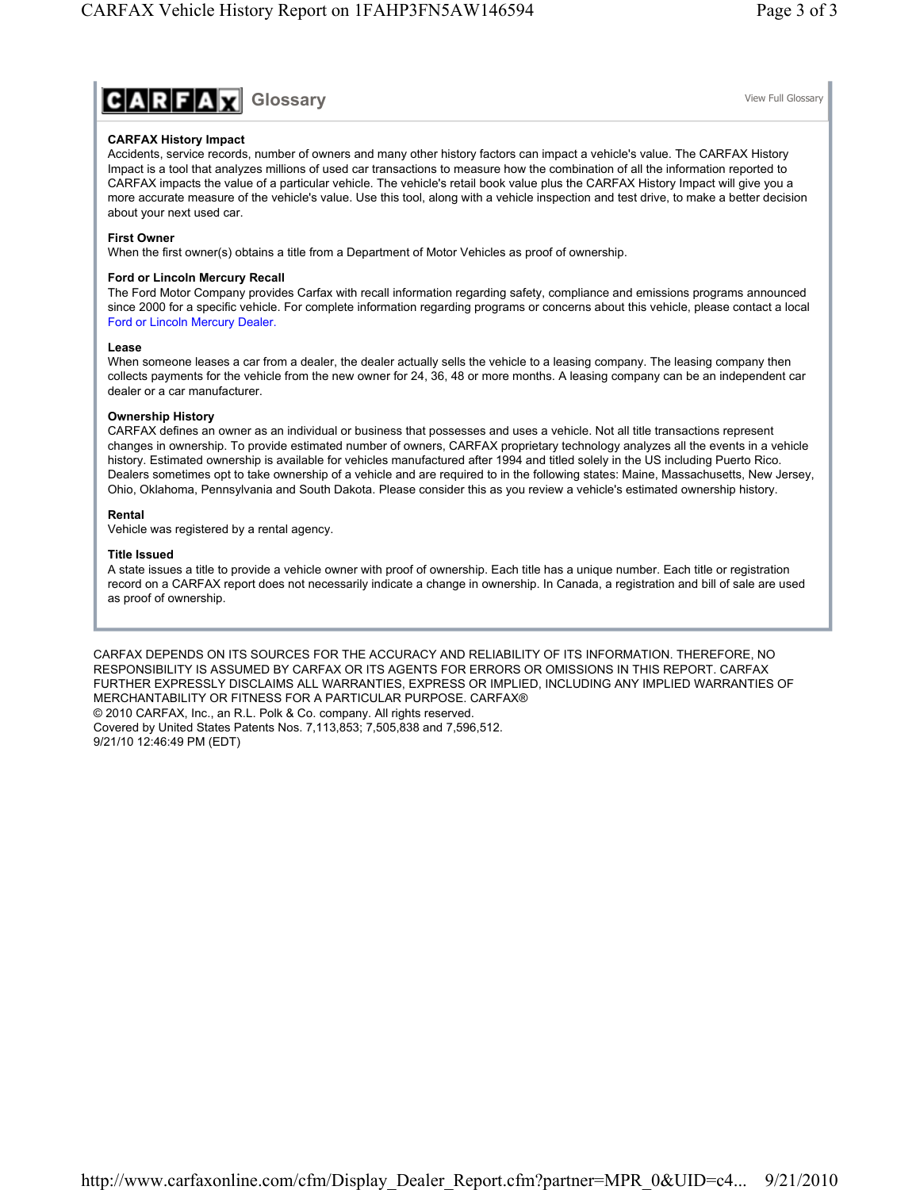## CARFAX Glossary

View Full Glossary

**CARFAX History Impact**
Accidents, service records, number of owners and many other history factors can impact a vehicle's value. The CARFAX History Impact is a tool that analyzes millions of used car transactions to measure how the combination of all the information reported to CARFAX impacts the value of a particular vehicle. The vehicle's retail book value plus the CARFAX History Impact will give you a more accurate measure of the vehicle's value. Use this tool, along with a vehicle inspection and test drive, to make a better decision about your next used car.

**First Owner**
When the first owner(s) obtains a title from a Department of Motor Vehicles as proof of ownership.

**Ford or Lincoln Mercury Recall**
The Ford Motor Company provides Carfax with recall information regarding safety, compliance and emissions programs announced since 2000 for a specific vehicle. For complete information regarding programs or concerns about this vehicle, please contact a local Ford or Lincoln Mercury Dealer.

**Lease**
When someone leases a car from a dealer, the dealer actually sells the vehicle to a leasing company. The leasing company then collects payments for the vehicle from the new owner for 24, 36, 48 or more months. A leasing company can be an independent car dealer or a car manufacturer.

**Ownership History**
CARFAX defines an owner as an individual or business that possesses and uses a vehicle. Not all title transactions represent changes in ownership. To provide estimated number of owners, CARFAX proprietary technology analyzes all the events in a vehicle history. Estimated ownership is available for vehicles manufactured after 1994 and titled solely in the US including Puerto Rico. Dealers sometimes opt to take ownership of a vehicle and are required to in the following states: Maine, Massachusetts, New Jersey, Ohio, Oklahoma, Pennsylvania and South Dakota. Please consider this as you review a vehicle's estimated ownership history.

**Rental**
Vehicle was registered by a rental agency.

**Title Issued**
A state issues a title to provide a vehicle owner with proof of ownership. Each title has a unique number. Each title or registration record on a CARFAX report does not necessarily indicate a change in ownership. In Canada, a registration and bill of sale are used as proof of ownership.

CARFAX DEPENDS ON ITS SOURCES FOR THE ACCURACY AND RELIABILITY OF ITS INFORMATION. THEREFORE, NO RESPONSIBILITY IS ASSUMED BY CARFAX OR ITS AGENTS FOR ERRORS OR OMISSIONS IN THIS REPORT. CARFAX FURTHER EXPRESSLY DISCLAIMS ALL WARRANTIES, EXPRESS OR IMPLIED, INCLUDING ANY IMPLIED WARRANTIES OF MERCHANTABILITY OR FITNESS FOR A PARTICULAR PURPOSE. CARFAX®
© 2010 CARFAX, Inc., an R.L. Polk & Co. company. All rights reserved.
Covered by United States Patents Nos. 7,113,853; 7,505,838 and 7,596,512.
9/21/10 12:46:49 PM (EDT)